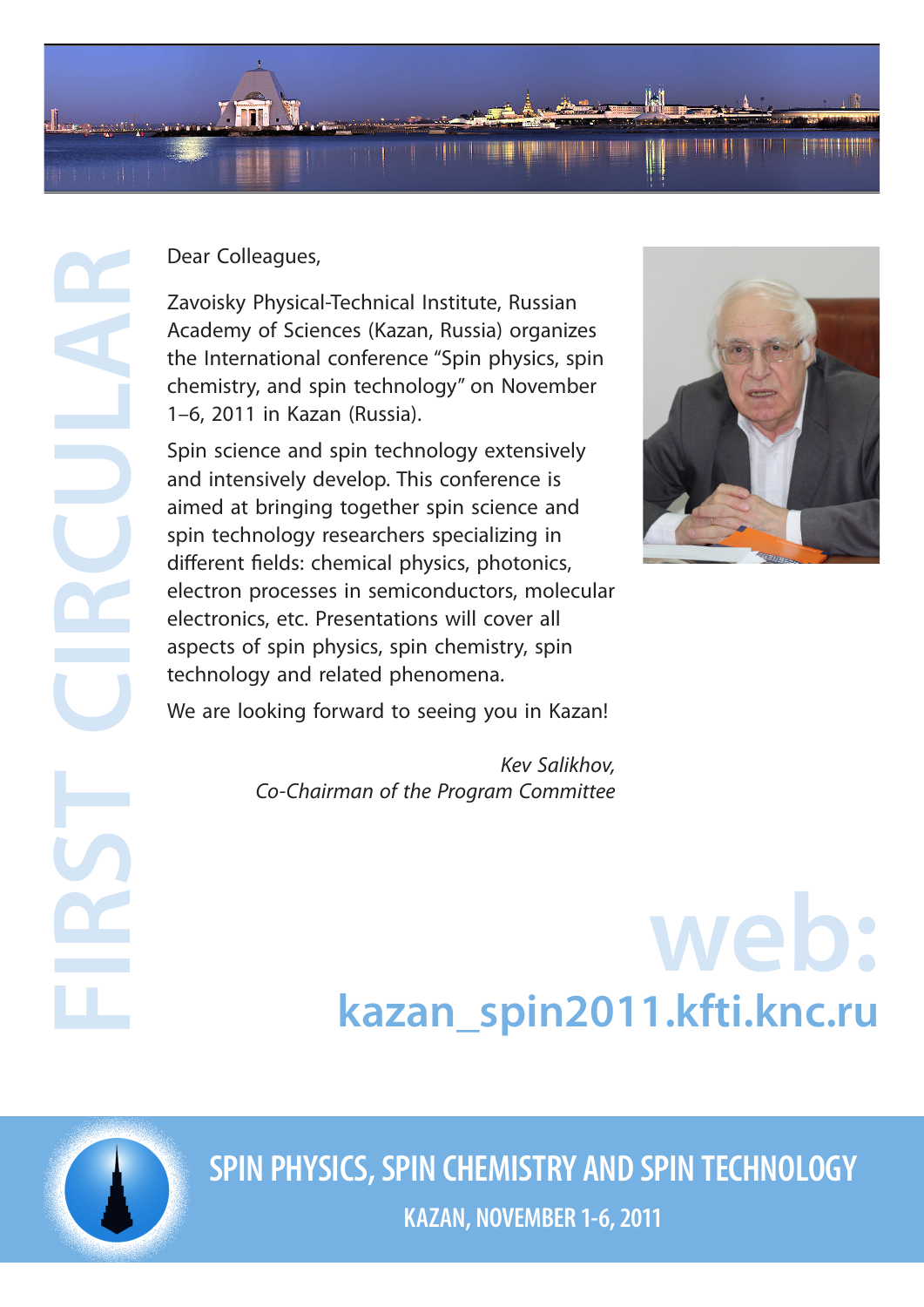# FIRST CIRCULAR

Dear Colleagues,

Zavoisky Physical-Technical Institute, Russian Academy of Sciences (Kazan, Russia) organizes the International conference "Spin physics, spin chemistry, and spin technology" on November 1–6, 2011 in Kazan (Russia).

Spin science and spin technology extensively and intensively develop. This conference is aimed at bringing together spin science and spin technology researchers specializing in different fields: chemical physics, photonics, electron processes in semiconductors, molecular electronics, etc. Presentations will cover all aspects of spin physics, spin chemistry, spin technology and related phenomena.

We are looking forward to seeing you in Kazan!

*Kev Salikhov,*
*Co-Chairman of the Program Committee*

**web:**
**kazan_spin2011.kfti.knc.ru**

## SPIN PHYSICS, SPIN CHEMISTRY AND SPIN TECHNOLOGY

**KAZAN, NOVEMBER 1-6, 2011**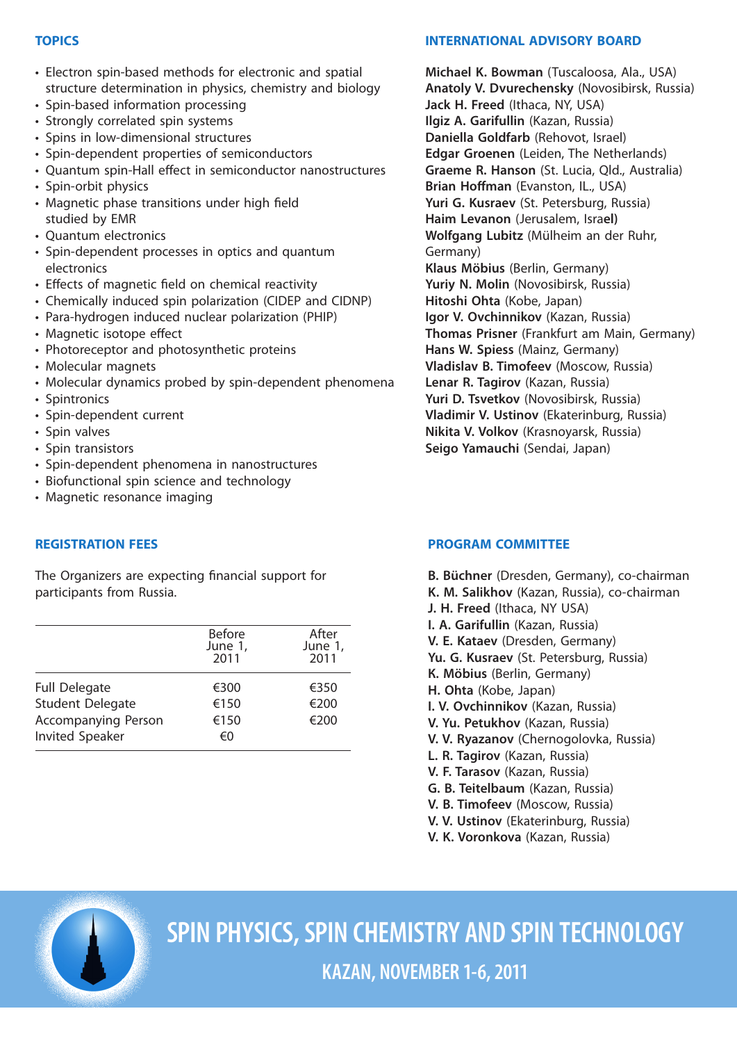## TOPICS

- Electron spin-based methods for electronic and spatial structure determination in physics, chemistry and biology
- Spin-based information processing
- Strongly correlated spin systems
- Spins in low-dimensional structures
- Spin-dependent properties of semiconductors
- Quantum spin-Hall effect in semiconductor nanostructures
- Spin-orbit physics
- Magnetic phase transitions under high field studied by EMR
- Quantum electronics
- Spin-dependent processes in optics and quantum electronics
- Effects of magnetic field on chemical reactivity
- Chemically induced spin polarization (CIDEP and CIDNP)
- Para-hydrogen induced nuclear polarization (PHIP)
- Magnetic isotope effect
- Photoreceptor and photosynthetic proteins
- Molecular magnets
- Molecular dynamics probed by spin-dependent phenomena
- Spintronics
- Spin-dependent current
- Spin valves
- Spin transistors
- Spin-dependent phenomena in nanostructures
- Biofunctional spin science and technology
- Magnetic resonance imaging

## INTERNATIONAL ADVISORY BOARD

**Michael K. Bowman** (Tuscaloosa, Ala., USA)
**Anatoly V. Dvurechensky** (Novosibirsk, Russia)
**Jack H. Freed** (Ithaca, NY, USA)
**Ilgiz A. Garifullin** (Kazan, Russia)
**Daniella Goldfarb** (Rehovot, Israel)
**Edgar Groenen** (Leiden, The Netherlands)
**Graeme R. Hanson** (St. Lucia, Qld., Australia)
**Brian Hoffman** (Evanston, IL., USA)
**Yuri G. Kusraev** (St. Petersburg, Russia)
**Haim Levanon** (Jerusalem, Israel)
**Wolfgang Lubitz** (Mülheim an der Ruhr, Germany)
**Klaus Möbius** (Berlin, Germany)
**Yuriy N. Molin** (Novosibirsk, Russia)
**Hitoshi Ohta** (Kobe, Japan)
**Igor V. Ovchinnikov** (Kazan, Russia)
**Thomas Prisner** (Frankfurt am Main, Germany)
**Hans W. Spiess** (Mainz, Germany)
**Vladislav B. Timofeev** (Moscow, Russia)
**Lenar R. Tagirov** (Kazan, Russia)
**Yuri D. Tsvetkov** (Novosibirsk, Russia)
**Vladimir V. Ustinov** (Ekaterinburg, Russia)
**Nikita V. Volkov** (Krasnoyarsk, Russia)
**Seigo Yamauchi** (Sendai, Japan)

## REGISTRATION FEES

The Organizers are expecting financial support for participants from Russia.

| | Before June 1, 2011 | After June 1, 2011 |
|---|---|---|
| Full Delegate | €300 | €350 |
| Student Delegate | €150 | €200 |
| Accompanying Person | €150 | €200 |
| Invited Speaker | €0 | |

## PROGRAM COMMITTEE

**B. Büchner** (Dresden, Germany), co-chairman
**K. M. Salikhov** (Kazan, Russia), co-chairman
**J. H. Freed** (Ithaca, NY USA)
**I. A. Garifullin** (Kazan, Russia)
**V. E. Kataev** (Dresden, Germany)
**Yu. G. Kusraev** (St. Petersburg, Russia)
**K. Möbius** (Berlin, Germany)
**H. Ohta** (Kobe, Japan)
**I. V. Ovchinnikov** (Kazan, Russia)
**V. Yu. Petukhov** (Kazan, Russia)
**V. V. Ryazanov** (Chernogolovka, Russia)
**L. R. Tagirov** (Kazan, Russia)
**V. F. Tarasov** (Kazan, Russia)
**G. B. Teitelbaum** (Kazan, Russia)
**V. B. Timofeev** (Moscow, Russia)
**V. V. Ustinov** (Ekaterinburg, Russia)
**V. K. Voronkova** (Kazan, Russia)

# SPIN PHYSICS, SPIN CHEMISTRY AND SPIN TECHNOLOGY

## KAZAN, NOVEMBER 1-6, 2011